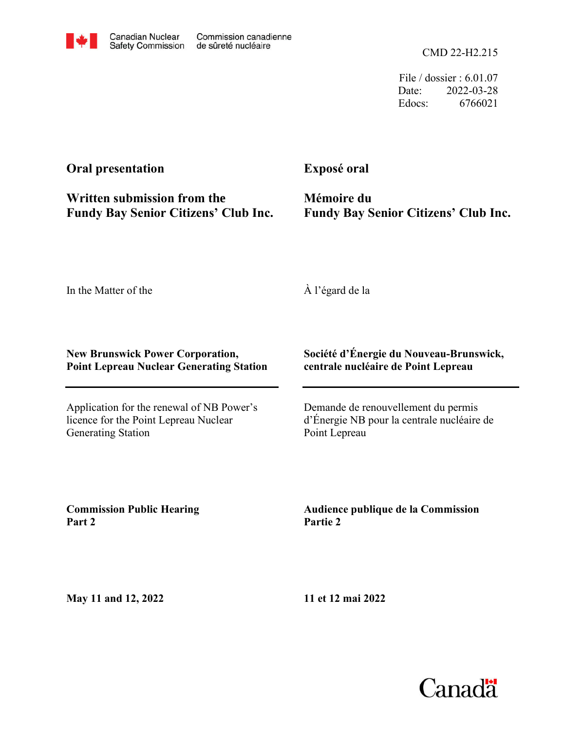Canadian Nuclear Safety Commission | Commission canadienne de sûreté nucléaire

CMD 22-H2.215

File / dossier : 6.01.07
Date: 2022-03-28
Edocs: 6766021

**Oral presentation**

**Written submission from the Fundy Bay Senior Citizens' Club Inc.**

**Exposé oral**

**Mémoire du Fundy Bay Senior Citizens' Club Inc.**

In the Matter of the

À l'égard de la

**New Brunswick Power Corporation, Point Lepreau Nuclear Generating Station**

**Société d'Énergie du Nouveau-Brunswick, centrale nucléaire de Point Lepreau**

Application for the renewal of NB Power's licence for the Point Lepreau Nuclear Generating Station

Demande de renouvellement du permis d'Énergie NB pour la centrale nucléaire de Point Lepreau

**Commission Public Hearing Part 2**

**Audience publique de la Commission Partie 2**

**May 11 and 12, 2022**

**11 et 12 mai 2022**

Canada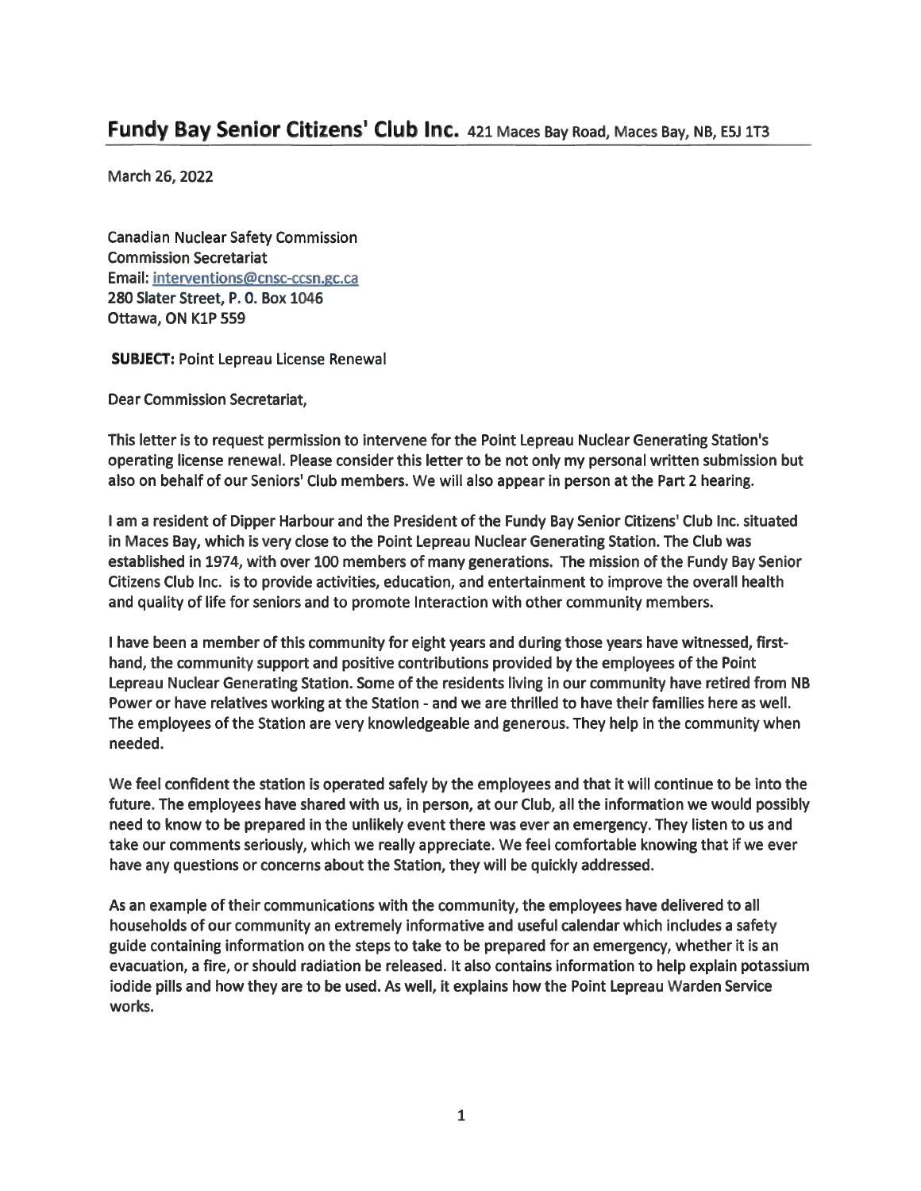## Fundy Bay Senior Citizens' Club Inc. 421 Maces Bay Road, Maces Bay, NB, E5J 1T3

March 26, 2022

Canadian Nuclear Safety Commission
Commission Secretariat
Email: interventions@cnsc-ccsn.gc.ca
280 Slater Street, P. O. Box 1046
Ottawa, ON K1P 5S9

**SUBJECT:** Point Lepreau License Renewal

Dear Commission Secretariat,

This letter is to request permission to intervene for the Point Lepreau Nuclear Generating Station's operating license renewal. Please consider this letter to be not only my personal written submission but also on behalf of our Seniors' Club members. We will also appear in person at the Part 2 hearing.

I am a resident of Dipper Harbour and the President of the Fundy Bay Senior Citizens' Club Inc. situated in Maces Bay, which is very close to the Point Lepreau Nuclear Generating Station. The Club was established in 1974, with over 100 members of many generations. The mission of the Fundy Bay Senior Citizens Club Inc. is to provide activities, education, and entertainment to improve the overall health and quality of life for seniors and to promote Interaction with other community members.

I have been a member of this community for eight years and during those years have witnessed, first-hand, the community support and positive contributions provided by the employees of the Point Lepreau Nuclear Generating Station. Some of the residents living in our community have retired from NB Power or have relatives working at the Station - and we are thrilled to have their families here as well. The employees of the Station are very knowledgeable and generous. They help in the community when needed.

We feel confident the station is operated safely by the employees and that it will continue to be into the future. The employees have shared with us, in person, at our Club, all the information we would possibly need to know to be prepared in the unlikely event there was ever an emergency. They listen to us and take our comments seriously, which we really appreciate. We feel comfortable knowing that if we ever have any questions or concerns about the Station, they will be quickly addressed.

As an example of their communications with the community, the employees have delivered to all households of our community an extremely informative and useful calendar which includes a safety guide containing information on the steps to take to be prepared for an emergency, whether it is an evacuation, a fire, or should radiation be released. It also contains information to help explain potassium iodide pills and how they are to be used. As well, it explains how the Point Lepreau Warden Service works.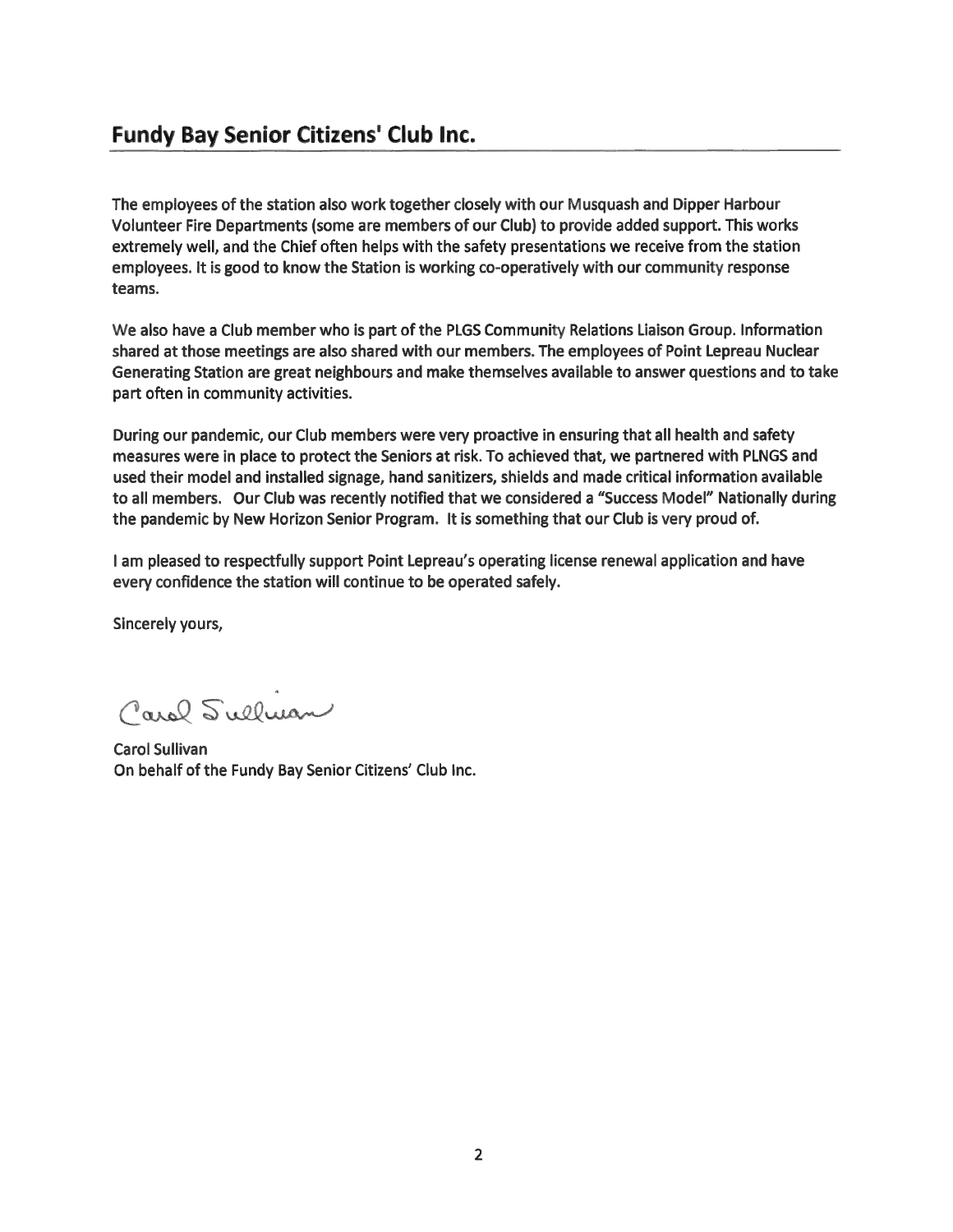## Fundy Bay Senior Citizens' Club Inc.

The employees of the station also work together closely with our Musquash and Dipper Harbour Volunteer Fire Departments (some are members of our Club) to provide added support. This works extremely well, and the Chief often helps with the safety presentations we receive from the station employees. It is good to know the Station is working co-operatively with our community response teams.

We also have a Club member who is part of the PLGS Community Relations Liaison Group. Information shared at those meetings are also shared with our members. The employees of Point Lepreau Nuclear Generating Station are great neighbours and make themselves available to answer questions and to take part often in community activities.

During our pandemic, our Club members were very proactive in ensuring that all health and safety measures were in place to protect the Seniors at risk. To achieved that, we partnered with PLNGS and used their model and installed signage, hand sanitizers, shields and made critical information available to all members. Our Club was recently notified that we considered a "Success Model" Nationally during the pandemic by New Horizon Senior Program. It is something that our Club is very proud of.

I am pleased to respectfully support Point Lepreau's operating license renewal application and have every confidence the station will continue to be operated safely.

Sincerely yours,

Carol Sullivan

Carol Sullivan
On behalf of the Fundy Bay Senior Citizens' Club Inc.